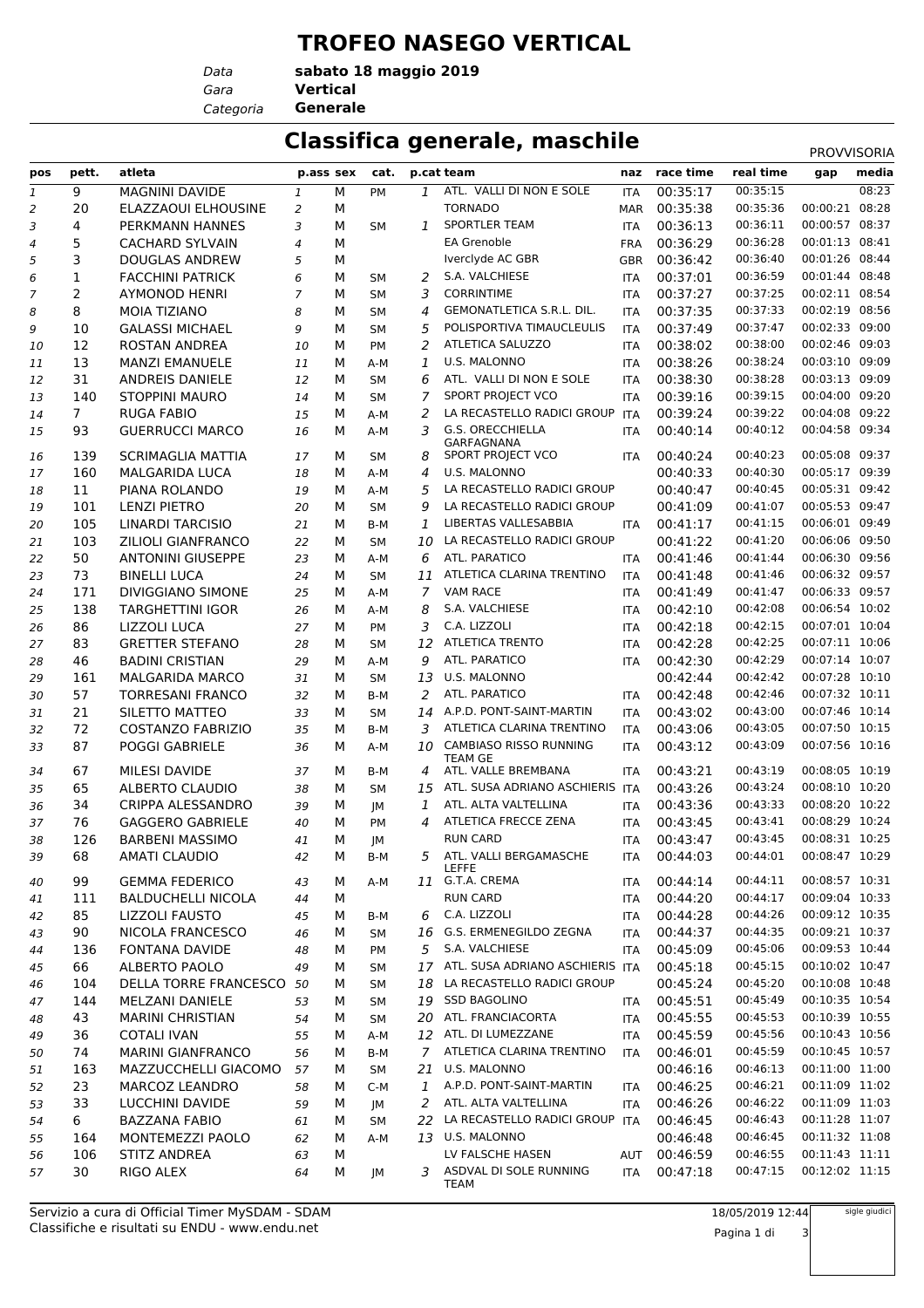# TROFEO NASEGO VERTICAL

*Data* **sabato 18 maggio 2019**
*Gara* **Vertical**
*Categoria* **Generale**

## Classifica generale, maschile

PROVVISORIA

| pos | pett. | atleta | p.ass | sex | cat. | p.cat | team | naz | race time | real time | gap | media |
|---|---|---|---|---|---|---|---|---|---|---|---|---|
| 1 | 9 | MAGNINI DAVIDE | 1 | M | PM | 1 | ATL. VALLI DI NON E SOLE | ITA | 00:35:17 | 00:35:15 | | 08:23 |
| 2 | 20 | ELAZZAOUI ELHOUSINE | 2 | M | | | TORNADO | MAR | 00:35:38 | 00:35:36 | 00:00:21 | 08:28 |
| 3 | 4 | PERKMANN HANNES | 3 | M | SM | 1 | SPORTLER TEAM | ITA | 00:36:13 | 00:36:11 | 00:00:57 | 08:37 |
| 4 | 5 | CACHARD SYLVAIN | 4 | M | | | EA Grenoble | FRA | 00:36:29 | 00:36:28 | 00:01:13 | 08:41 |
| 5 | 3 | DOUGLAS ANDREW | 5 | M | | | Iverclyde AC GBR | GBR | 00:36:42 | 00:36:40 | 00:01:26 | 08:44 |
| 6 | 1 | FACCHINI PATRICK | 6 | M | SM | 2 | S.A. VALCHIESE | ITA | 00:37:01 | 00:36:59 | 00:01:44 | 08:48 |
| 7 | 2 | AYMONOD HENRI | 7 | M | SM | 3 | CORRINTIME | ITA | 00:37:27 | 00:37:25 | 00:02:11 | 08:54 |
| 8 | 8 | MOIA TIZIANO | 8 | M | SM | 4 | GEMONATLETICA S.R.L. DIL. | ITA | 00:37:35 | 00:37:33 | 00:02:19 | 08:56 |
| 9 | 10 | GALASSI MICHAEL | 9 | M | SM | 5 | POLISPORTIVA TIMAUCLEULIS | ITA | 00:37:49 | 00:37:47 | 00:02:33 | 09:00 |
| 10 | 12 | ROSTAN ANDREA | 10 | M | PM | 2 | ATLETICA SALUZZO | ITA | 00:38:02 | 00:38:00 | 00:02:46 | 09:03 |
| 11 | 13 | MANZI EMANUELE | 11 | M | A-M | 1 | U.S. MALONNO | ITA | 00:38:26 | 00:38:24 | 00:03:10 | 09:09 |
| 12 | 31 | ANDREIS DANIELE | 12 | M | SM | 6 | ATL. VALLI DI NON E SOLE | ITA | 00:38:30 | 00:38:28 | 00:03:13 | 09:09 |
| 13 | 140 | STOPPINI MAURO | 14 | M | SM | 7 | SPORT PROJECT VCO | ITA | 00:39:16 | 00:39:15 | 00:04:00 | 09:20 |
| 14 | 7 | RUGA FABIO | 15 | M | A-M | 2 | LA RECASTELLO RADICI GROUP | ITA | 00:39:24 | 00:39:22 | 00:04:08 | 09:22 |
| 15 | 93 | GUERRUCCI MARCO | 16 | M | A-M | 3 | G.S. ORECCHIELLA GARFAGNANA | ITA | 00:40:14 | 00:40:12 | 00:04:58 | 09:34 |
| 16 | 139 | SCRIMAGLIA MATTIA | 17 | M | SM | 8 | SPORT PROJECT VCO | ITA | 00:40:24 | 00:40:23 | 00:05:08 | 09:37 |
| 17 | 160 | MALGARIDA LUCA | 18 | M | A-M | 4 | U.S. MALONNO | | 00:40:33 | 00:40:30 | 00:05:17 | 09:39 |
| 18 | 11 | PIANA ROLANDO | 19 | M | A-M | 5 | LA RECASTELLO RADICI GROUP | | 00:40:47 | 00:40:45 | 00:05:31 | 09:42 |
| 19 | 101 | LENZI PIETRO | 20 | M | SM | 9 | LA RECASTELLO RADICI GROUP | | 00:41:09 | 00:41:07 | 00:05:53 | 09:47 |
| 20 | 105 | LINARDI TARCISIO | 21 | M | B-M | 1 | LIBERTAS VALLESABBIA | ITA | 00:41:17 | 00:41:15 | 00:06:01 | 09:49 |
| 21 | 103 | ZILIOLI GIANFRANCO | 22 | M | SM | 10 | LA RECASTELLO RADICI GROUP | | 00:41:22 | 00:41:20 | 00:06:06 | 09:50 |
| 22 | 50 | ANTONINI GIUSEPPE | 23 | M | A-M | 6 | ATL. PARATICO | ITA | 00:41:46 | 00:41:44 | 00:06:30 | 09:56 |
| 23 | 73 | BINELLI LUCA | 24 | M | SM | 11 | ATLETICA CLARINA TRENTINO | ITA | 00:41:48 | 00:41:46 | 00:06:32 | 09:57 |
| 24 | 171 | DIVIGGIANO SIMONE | 25 | M | A-M | 7 | VAM RACE | ITA | 00:41:49 | 00:41:47 | 00:06:33 | 09:57 |
| 25 | 138 | TARGHETTINI IGOR | 26 | M | A-M | 8 | S.A. VALCHIESE | ITA | 00:42:10 | 00:42:08 | 00:06:54 | 10:02 |
| 26 | 86 | LIZZOLI LUCA | 27 | M | PM | 3 | C.A. LIZZOLI | ITA | 00:42:18 | 00:42:15 | 00:07:01 | 10:04 |
| 27 | 83 | GRETTER STEFANO | 28 | M | SM | 12 | ATLETICA TRENTO | ITA | 00:42:28 | 00:42:25 | 00:07:11 | 10:06 |
| 28 | 46 | BADINI CRISTIAN | 29 | M | A-M | 9 | ATL. PARATICO | ITA | 00:42:30 | 00:42:29 | 00:07:14 | 10:07 |
| 29 | 161 | MALGARIDA MARCO | 31 | M | SM | 13 | U.S. MALONNO | | 00:42:44 | 00:42:42 | 00:07:28 | 10:10 |
| 30 | 57 | TORRESANI FRANCO | 32 | M | B-M | 2 | ATL. PARATICO | ITA | 00:42:48 | 00:42:46 | 00:07:32 | 10:11 |
| 31 | 21 | SILETTO MATTEO | 33 | M | SM | 14 | A.P.D. PONT-SAINT-MARTIN | ITA | 00:43:02 | 00:43:00 | 00:07:46 | 10:14 |
| 32 | 72 | COSTANZO FABRIZIO | 35 | M | B-M | 3 | ATLETICA CLARINA TRENTINO | ITA | 00:43:06 | 00:43:05 | 00:07:50 | 10:15 |
| 33 | 87 | POGGI GABRIELE | 36 | M | A-M | 10 | CAMBIASO RISSO RUNNING TEAM GE | ITA | 00:43:12 | 00:43:09 | 00:07:56 | 10:16 |
| 34 | 67 | MILESI DAVIDE | 37 | M | B-M | 4 | ATL. VALLE BREMBANA | ITA | 00:43:21 | 00:43:19 | 00:08:05 | 10:19 |
| 35 | 65 | ALBERTO CLAUDIO | 38 | M | SM | 15 | ATL. SUSA ADRIANO ASCHIERIS | ITA | 00:43:26 | 00:43:24 | 00:08:10 | 10:20 |
| 36 | 34 | CRIPPA ALESSANDRO | 39 | M | JM | 1 | ATL. ALTA VALTELLINA | ITA | 00:43:36 | 00:43:33 | 00:08:20 | 10:22 |
| 37 | 76 | GAGGERO GABRIELE | 40 | M | PM | 4 | ATLETICA FRECCE ZENA | ITA | 00:43:45 | 00:43:41 | 00:08:29 | 10:24 |
| 38 | 126 | BARBENI MASSIMO | 41 | M | JM | | RUN CARD | ITA | 00:43:47 | 00:43:45 | 00:08:31 | 10:25 |
| 39 | 68 | AMATI CLAUDIO | 42 | M | B-M | 5 | ATL. VALLI BERGAMASCHE LEFFE | ITA | 00:44:03 | 00:44:01 | 00:08:47 | 10:29 |
| 40 | 99 | GEMMA FEDERICO | 43 | M | A-M | 11 | G.T.A. CREMA | ITA | 00:44:14 | 00:44:11 | 00:08:57 | 10:31 |
| 41 | 111 | BALDUCHELLI NICOLA | 44 | M | | | RUN CARD | ITA | 00:44:20 | 00:44:17 | 00:09:04 | 10:33 |
| 42 | 85 | LIZZOLI FAUSTO | 45 | M | B-M | 6 | C.A. LIZZOLI | ITA | 00:44:28 | 00:44:26 | 00:09:12 | 10:35 |
| 43 | 90 | NICOLA FRANCESCO | 46 | M | SM | 16 | G.S. ERMENEGILDO ZEGNA | ITA | 00:44:37 | 00:44:35 | 00:09:21 | 10:37 |
| 44 | 136 | FONTANA DAVIDE | 48 | M | PM | 5 | S.A. VALCHIESE | ITA | 00:45:09 | 00:45:06 | 00:09:53 | 10:44 |
| 45 | 66 | ALBERTO PAOLO | 49 | M | SM | 17 | ATL. SUSA ADRIANO ASCHIERIS | ITA | 00:45:18 | 00:45:15 | 00:10:02 | 10:47 |
| 46 | 104 | DELLA TORRE FRANCESCO | 50 | M | SM | 18 | LA RECASTELLO RADICI GROUP | | 00:45:24 | 00:45:20 | 00:10:08 | 10:48 |
| 47 | 144 | MELZANI DANIELE | 53 | M | SM | 19 | SSD BAGOLINO | ITA | 00:45:51 | 00:45:49 | 00:10:35 | 10:54 |
| 48 | 43 | MARINI CHRISTIAN | 54 | M | SM | 20 | ATL. FRANCIACORTA | ITA | 00:45:55 | 00:45:53 | 00:10:39 | 10:55 |
| 49 | 36 | COTALI IVAN | 55 | M | A-M | 12 | ATL. DI LUMEZZANE | ITA | 00:45:59 | 00:45:56 | 00:10:43 | 10:56 |
| 50 | 74 | MARINI GIANFRANCO | 56 | M | B-M | 7 | ATLETICA CLARINA TRENTINO | ITA | 00:46:01 | 00:45:59 | 00:10:45 | 10:57 |
| 51 | 163 | MAZZUCCHELLI GIACOMO | 57 | M | SM | 21 | U.S. MALONNO | | 00:46:16 | 00:46:13 | 00:11:00 | 11:00 |
| 52 | 23 | MARCOZ LEANDRO | 58 | M | C-M | 1 | A.P.D. PONT-SAINT-MARTIN | ITA | 00:46:25 | 00:46:21 | 00:11:09 | 11:02 |
| 53 | 33 | LUCCHINI DAVIDE | 59 | M | JM | 2 | ATL. ALTA VALTELLINA | ITA | 00:46:26 | 00:46:22 | 00:11:09 | 11:03 |
| 54 | 6 | BAZZANA FABIO | 61 | M | SM | 22 | LA RECASTELLO RADICI GROUP | ITA | 00:46:45 | 00:46:43 | 00:11:28 | 11:07 |
| 55 | 164 | MONTEMEZZI PAOLO | 62 | M | A-M | 13 | U.S. MALONNO | | 00:46:48 | 00:46:45 | 00:11:32 | 11:08 |
| 56 | 106 | STITZ ANDREA | 63 | M | | | LV FALSCHE HASEN | AUT | 00:46:59 | 00:46:55 | 00:11:43 | 11:11 |
| 57 | 30 | RIGO ALEX | 64 | M | JM | 3 | ASDVAL DI SOLE RUNNING TEAM | ITA | 00:47:18 | 00:47:15 | 00:12:02 | 11:15 |

Servizio a cura di Official Timer MySDAM - SDAM
Classifiche e risultati su ENDU - www.endu.net

18/05/2019 12:44

sigle giudici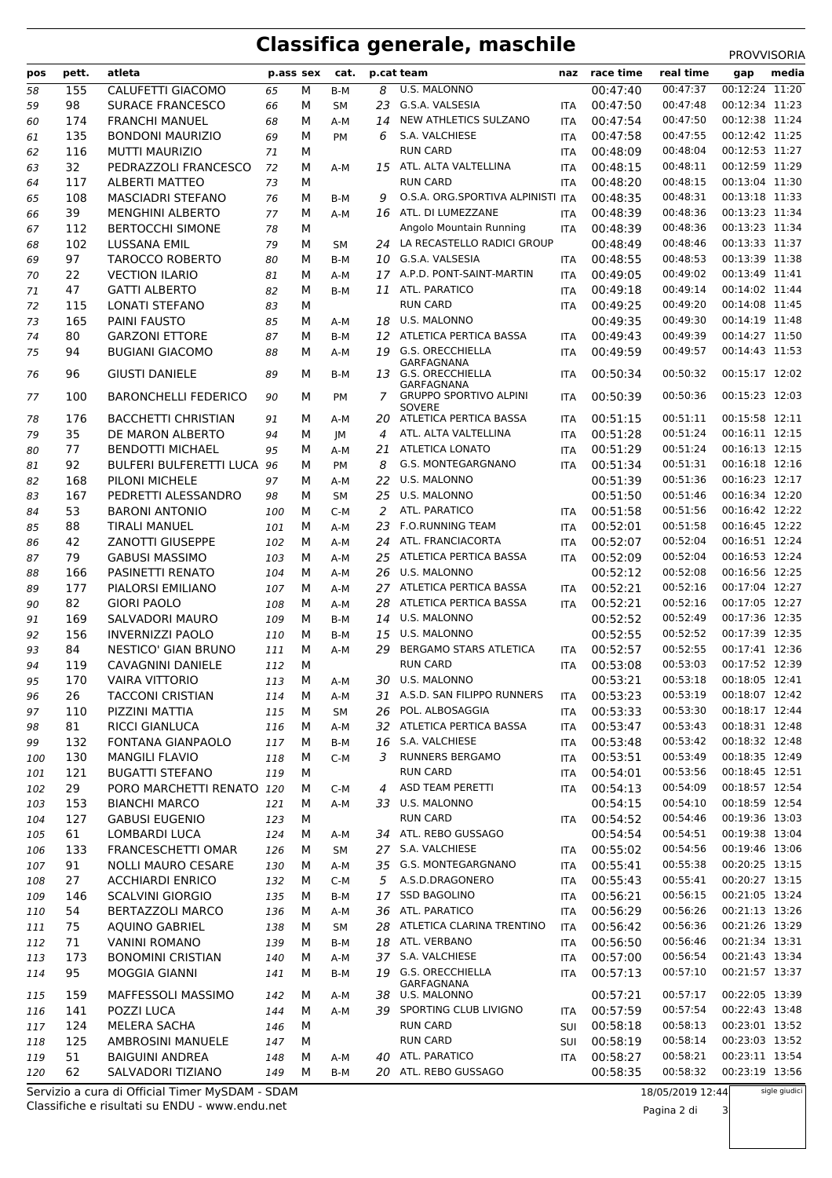# Classifica generale, maschile

PROVVISORIA

| pos | pett. | atleta | p.ass | sex | cat. | p.cat | team | naz | race time | real time | gap | media |
|---|---|---|---|---|---|---|---|---|---|---|---|---|
| 58 | 155 | CALUFETTI GIACOMO | 65 | M | B-M | 8 | U.S. MALONNO | | 00:47:40 | 00:47:37 | 00:12:24 | 11:20 |
| 59 | 98 | SURACE FRANCESCO | 66 | M | SM | 23 | G.S.A. VALSESIA | ITA | 00:47:50 | 00:47:48 | 00:12:34 | 11:23 |
| 60 | 174 | FRANCHI MANUEL | 68 | M | A-M | 14 | NEW ATHLETICS SULZANO | ITA | 00:47:54 | 00:47:50 | 00:12:38 | 11:24 |
| 61 | 135 | BONDONI MAURIZIO | 69 | M | PM | 6 | S.A. VALCHIESE | ITA | 00:47:58 | 00:47:55 | 00:12:42 | 11:25 |
| 62 | 116 | MUTTI MAURIZIO | 71 | M | | | RUN CARD | ITA | 00:48:09 | 00:48:04 | 00:12:53 | 11:27 |
| 63 | 32 | PEDRAZZOLI FRANCESCO | 72 | M | A-M | 15 | ATL. ALTA VALTELLINA | ITA | 00:48:15 | 00:48:11 | 00:12:59 | 11:29 |
| 64 | 117 | ALBERTI MATTEO | 73 | M | | | RUN CARD | ITA | 00:48:20 | 00:48:15 | 00:13:04 | 11:30 |
| 65 | 108 | MASCIADRI STEFANO | 76 | M | B-M | 9 | O.S.A. ORG.SPORTIVA ALPINISTI | ITA | 00:48:35 | 00:48:31 | 00:13:18 | 11:33 |
| 66 | 39 | MENGHINI ALBERTO | 77 | M | A-M | 16 | ATL. DI LUMEZZANE | ITA | 00:48:39 | 00:48:36 | 00:13:23 | 11:34 |
| 67 | 112 | BERTOCCHI SIMONE | 78 | M | | | Angolo Mountain Running | ITA | 00:48:39 | 00:48:36 | 00:13:23 | 11:34 |
| 68 | 102 | LUSSANA EMIL | 79 | M | SM | 24 | LA RECASTELLO RADICI GROUP | | 00:48:49 | 00:48:46 | 00:13:33 | 11:37 |
| 69 | 97 | TAROCCO ROBERTO | 80 | M | B-M | 10 | G.S.A. VALSESIA | ITA | 00:48:55 | 00:48:53 | 00:13:39 | 11:38 |
| 70 | 22 | VECTION ILARIO | 81 | M | A-M | 17 | A.P.D. PONT-SAINT-MARTIN | ITA | 00:49:05 | 00:49:02 | 00:13:49 | 11:41 |
| 71 | 47 | GATTI ALBERTO | 82 | M | B-M | 11 | ATL. PARATICO | ITA | 00:49:18 | 00:49:14 | 00:14:02 | 11:44 |
| 72 | 115 | LONATI STEFANO | 83 | M | | | RUN CARD | ITA | 00:49:25 | 00:49:20 | 00:14:08 | 11:45 |
| 73 | 165 | PAINI FAUSTO | 85 | M | A-M | 18 | U.S. MALONNO | | 00:49:35 | 00:49:30 | 00:14:19 | 11:48 |
| 74 | 80 | GARZONI ETTORE | 87 | M | B-M | 12 | ATLETICA PERTICA BASSA | ITA | 00:49:43 | 00:49:39 | 00:14:27 | 11:50 |
| 75 | 94 | BUGIANI GIACOMO | 88 | M | A-M | 19 | G.S. ORECCHIELLA GARFAGNANA | ITA | 00:49:59 | 00:49:57 | 00:14:43 | 11:53 |
| 76 | 96 | GIUSTI DANIELE | 89 | M | B-M | 13 | G.S. ORECCHIELLA GARFAGNANA | ITA | 00:50:34 | 00:50:32 | 00:15:17 | 12:02 |
| 77 | 100 | BARONCHELLI FEDERICO | 90 | M | PM | 7 | GRUPPO SPORTIVO ALPINI SOVERE | ITA | 00:50:39 | 00:50:36 | 00:15:23 | 12:03 |
| 78 | 176 | BACCHETTI CHRISTIAN | 91 | M | A-M | 20 | ATLETICA PERTICA BASSA | ITA | 00:51:15 | 00:51:11 | 00:15:58 | 12:11 |
| 79 | 35 | DE MARON ALBERTO | 94 | M | JM | 4 | ATL. ALTA VALTELLINA | ITA | 00:51:28 | 00:51:24 | 00:16:11 | 12:15 |
| 80 | 77 | BENDOTTI MICHAEL | 95 | M | A-M | 21 | ATLETICA LONATO | ITA | 00:51:29 | 00:51:24 | 00:16:13 | 12:15 |
| 81 | 92 | BULFERI BULFERETTI LUCA | 96 | M | PM | 8 | G.S. MONTEGARGNANO | ITA | 00:51:34 | 00:51:31 | 00:16:18 | 12:16 |
| 82 | 168 | PILONI MICHELE | 97 | M | A-M | 22 | U.S. MALONNO | | 00:51:39 | 00:51:36 | 00:16:23 | 12:17 |
| 83 | 167 | PEDRETTI ALESSANDRO | 98 | M | SM | 25 | U.S. MALONNO | | 00:51:50 | 00:51:46 | 00:16:34 | 12:20 |
| 84 | 53 | BARONI ANTONIO | 100 | M | C-M | 2 | ATL. PARATICO | ITA | 00:51:58 | 00:51:56 | 00:16:42 | 12:22 |
| 85 | 88 | TIRALI MANUEL | 101 | M | A-M | 23 | F.O.RUNNING TEAM | ITA | 00:52:01 | 00:51:58 | 00:16:45 | 12:22 |
| 86 | 42 | ZANOTTI GIUSEPPE | 102 | M | A-M | 24 | ATL. FRANCIACORTA | ITA | 00:52:07 | 00:52:04 | 00:16:51 | 12:24 |
| 87 | 79 | GABUSI MASSIMO | 103 | M | A-M | 25 | ATLETICA PERTICA BASSA | ITA | 00:52:09 | 00:52:04 | 00:16:53 | 12:24 |
| 88 | 166 | PASINETTI RENATO | 104 | M | A-M | 26 | U.S. MALONNO | | 00:52:12 | 00:52:08 | 00:16:56 | 12:25 |
| 89 | 177 | PIALORSI EMILIANO | 107 | M | A-M | 27 | ATLETICA PERTICA BASSA | ITA | 00:52:21 | 00:52:16 | 00:17:04 | 12:27 |
| 90 | 82 | GIORI PAOLO | 108 | M | A-M | 28 | ATLETICA PERTICA BASSA | ITA | 00:52:21 | 00:52:16 | 00:17:05 | 12:27 |
| 91 | 169 | SALVADORI MAURO | 109 | M | B-M | 14 | U.S. MALONNO | | 00:52:52 | 00:52:49 | 00:17:36 | 12:35 |
| 92 | 156 | INVERNIZZI PAOLO | 110 | M | B-M | 15 | U.S. MALONNO | | 00:52:55 | 00:52:52 | 00:17:39 | 12:35 |
| 93 | 84 | NESTICO' GIAN BRUNO | 111 | M | A-M | 29 | BERGAMO STARS ATLETICA | ITA | 00:52:57 | 00:52:55 | 00:17:41 | 12:36 |
| 94 | 119 | CAVAGNINI DANIELE | 112 | M | | | RUN CARD | ITA | 00:53:08 | 00:53:03 | 00:17:52 | 12:39 |
| 95 | 170 | VAIRA VITTORIO | 113 | M | A-M | 30 | U.S. MALONNO | | 00:53:21 | 00:53:18 | 00:18:05 | 12:41 |
| 96 | 26 | TACCONI CRISTIAN | 114 | M | A-M | 31 | A.S.D. SAN FILIPPO RUNNERS | ITA | 00:53:23 | 00:53:19 | 00:18:07 | 12:42 |
| 97 | 110 | PIZZINI MATTIA | 115 | M | SM | 26 | POL. ALBOSAGGIA | ITA | 00:53:33 | 00:53:30 | 00:18:17 | 12:44 |
| 98 | 81 | RICCI GIANLUCA | 116 | M | A-M | 32 | ATLETICA PERTICA BASSA | ITA | 00:53:47 | 00:53:43 | 00:18:31 | 12:48 |
| 99 | 132 | FONTANA GIANPAOLO | 117 | M | B-M | 16 | S.A. VALCHIESE | ITA | 00:53:48 | 00:53:42 | 00:18:32 | 12:48 |
| 100 | 130 | MANGILI FLAVIO | 118 | M | C-M | 3 | RUNNERS BERGAMO | ITA | 00:53:51 | 00:53:49 | 00:18:35 | 12:49 |
| 101 | 121 | BUGATTI STEFANO | 119 | M | | | RUN CARD | ITA | 00:54:01 | 00:53:56 | 00:18:45 | 12:51 |
| 102 | 29 | PORO MARCHETTI RENATO | 120 | M | C-M | 4 | ASD TEAM PERETTI | ITA | 00:54:13 | 00:54:09 | 00:18:57 | 12:54 |
| 103 | 153 | BIANCHI MARCO | 121 | M | A-M | 33 | U.S. MALONNO | | 00:54:15 | 00:54:10 | 00:18:59 | 12:54 |
| 104 | 127 | GABUSI EUGENIO | 123 | M | | | RUN CARD | ITA | 00:54:52 | 00:54:46 | 00:19:36 | 13:03 |
| 105 | 61 | LOMBARDI LUCA | 124 | M | A-M | 34 | ATL. REBO GUSSAGO | | 00:54:54 | 00:54:51 | 00:19:38 | 13:04 |
| 106 | 133 | FRANCESCHETTI OMAR | 126 | M | SM | 27 | S.A. VALCHIESE | ITA | 00:55:02 | 00:54:56 | 00:19:46 | 13:06 |
| 107 | 91 | NOLLI MAURO CESARE | 130 | M | A-M | 35 | G.S. MONTEGARGNANO | ITA | 00:55:41 | 00:55:38 | 00:20:25 | 13:15 |
| 108 | 27 | ACCHIARDI ENRICO | 132 | M | C-M | 5 | A.S.D.DRAGONERO | ITA | 00:55:43 | 00:55:41 | 00:20:27 | 13:15 |
| 109 | 146 | SCALVINI GIORGIO | 135 | M | B-M | 17 | SSD BAGOLINO | ITA | 00:56:21 | 00:56:15 | 00:21:05 | 13:24 |
| 110 | 54 | BERTAZZOLI MARCO | 136 | M | A-M | 36 | ATL. PARATICO | ITA | 00:56:29 | 00:56:26 | 00:21:13 | 13:26 |
| 111 | 75 | AQUINO GABRIEL | 138 | M | SM | 28 | ATLETICA CLARINA TRENTINO | ITA | 00:56:42 | 00:56:36 | 00:21:26 | 13:29 |
| 112 | 71 | VANINI ROMANO | 139 | M | B-M | 18 | ATL. VERBANO | ITA | 00:56:50 | 00:56:46 | 00:21:34 | 13:31 |
| 113 | 173 | BONOMINI CRISTIAN | 140 | M | A-M | 37 | S.A. VALCHIESE | ITA | 00:57:00 | 00:56:54 | 00:21:43 | 13:34 |
| 114 | 95 | MOGGIA GIANNI | 141 | M | B-M | 19 | G.S. ORECCHIELLA GARFAGNANA | ITA | 00:57:13 | 00:57:10 | 00:21:57 | 13:37 |
| 115 | 159 | MAFFESSOLI MASSIMO | 142 | M | A-M | 38 | U.S. MALONNO | | 00:57:21 | 00:57:17 | 00:22:05 | 13:39 |
| 116 | 141 | POZZI LUCA | 144 | M | A-M | 39 | SPORTING CLUB LIVIGNO | ITA | 00:57:59 | 00:57:54 | 00:22:43 | 13:48 |
| 117 | 124 | MELERA SACHA | 146 | M | | | RUN CARD | SUI | 00:58:18 | 00:58:13 | 00:23:01 | 13:52 |
| 118 | 125 | AMBROSINI MANUELE | 147 | M | | | RUN CARD | SUI | 00:58:19 | 00:58:14 | 00:23:03 | 13:52 |
| 119 | 51 | BAIGUINI ANDREA | 148 | M | A-M | 40 | ATL. PARATICO | ITA | 00:58:27 | 00:58:21 | 00:23:11 | 13:54 |
| 120 | 62 | SALVADORI TIZIANO | 149 | M | B-M | 20 | ATL. REBO GUSSAGO | | 00:58:35 | 00:58:32 | 00:23:19 | 13:56 |

Servizio a cura di Official Timer MySDAM - SDAM
Classifiche e risultati su ENDU - www.endu.net

18/05/2019 12:44

sigle giudici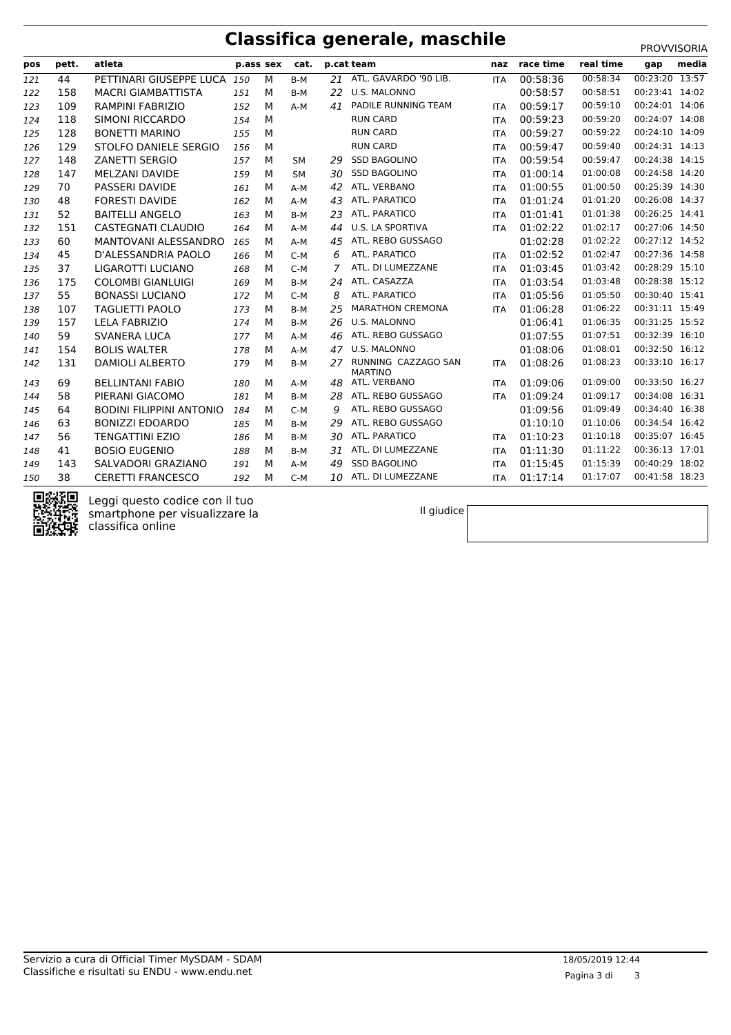# Classifica generale, maschile

PROVVISORIA

| pos | pett. | atleta | p.ass | sex | cat. | p.cat | team | naz | race time | real time | gap | media |
|---|---|---|---|---|---|---|---|---|---|---|---|---|
| 121 | 44 | PETTINARI GIUSEPPE LUCA | 150 | M | B-M | 21 | ATL. GAVARDO '90 LIB. | ITA | 00:58:36 | 00:58:34 | 00:23:20 | 13:57 |
| 122 | 158 | MACRI GIAMBATTISTA | 151 | M | B-M | 22 | U.S. MALONNO | | 00:58:57 | 00:58:51 | 00:23:41 | 14:02 |
| 123 | 109 | RAMPINI FABRIZIO | 152 | M | A-M | 41 | PADILE RUNNING TEAM | ITA | 00:59:17 | 00:59:10 | 00:24:01 | 14:06 |
| 124 | 118 | SIMONI RICCARDO | 154 | M | | | RUN CARD | ITA | 00:59:23 | 00:59:20 | 00:24:07 | 14:08 |
| 125 | 128 | BONETTI MARINO | 155 | M | | | RUN CARD | ITA | 00:59:27 | 00:59:22 | 00:24:10 | 14:09 |
| 126 | 129 | STOLFO DANIELE SERGIO | 156 | M | | | RUN CARD | ITA | 00:59:47 | 00:59:40 | 00:24:31 | 14:13 |
| 127 | 148 | ZANETTI SERGIO | 157 | M | SM | 29 | SSD BAGOLINO | ITA | 00:59:54 | 00:59:47 | 00:24:38 | 14:15 |
| 128 | 147 | MELZANI DAVIDE | 159 | M | SM | 30 | SSD BAGOLINO | ITA | 01:00:14 | 01:00:08 | 00:24:58 | 14:20 |
| 129 | 70 | PASSERI DAVIDE | 161 | M | A-M | 42 | ATL. VERBANO | ITA | 01:00:55 | 01:00:50 | 00:25:39 | 14:30 |
| 130 | 48 | FORESTI DAVIDE | 162 | M | A-M | 43 | ATL. PARATICO | ITA | 01:01:24 | 01:01:20 | 00:26:08 | 14:37 |
| 131 | 52 | BAITELLI ANGELO | 163 | M | B-M | 23 | ATL. PARATICO | ITA | 01:01:41 | 01:01:38 | 00:26:25 | 14:41 |
| 132 | 151 | CASTEGNATI CLAUDIO | 164 | M | A-M | 44 | U.S. LA SPORTIVA | ITA | 01:02:22 | 01:02:17 | 00:27:06 | 14:50 |
| 133 | 60 | MANTOVANI ALESSANDRO | 165 | M | A-M | 45 | ATL. REBO GUSSAGO | | 01:02:28 | 01:02:22 | 00:27:12 | 14:52 |
| 134 | 45 | D'ALESSANDRIA PAOLO | 166 | M | C-M | 6 | ATL. PARATICO | ITA | 01:02:52 | 01:02:47 | 00:27:36 | 14:58 |
| 135 | 37 | LIGAROTTI LUCIANO | 168 | M | C-M | 7 | ATL. DI LUMEZZANE | ITA | 01:03:45 | 01:03:42 | 00:28:29 | 15:10 |
| 136 | 175 | COLOMBI GIANLUIGI | 169 | M | B-M | 24 | ATL. CASAZZA | ITA | 01:03:54 | 01:03:48 | 00:28:38 | 15:12 |
| 137 | 55 | BONASSI LUCIANO | 172 | M | C-M | 8 | ATL. PARATICO | ITA | 01:05:56 | 01:05:50 | 00:30:40 | 15:41 |
| 138 | 107 | TAGLIETTI PAOLO | 173 | M | B-M | 25 | MARATHON CREMONA | ITA | 01:06:28 | 01:06:22 | 00:31:11 | 15:49 |
| 139 | 157 | LELA FABRIZIO | 174 | M | B-M | 26 | U.S. MALONNO | | 01:06:41 | 01:06:35 | 00:31:25 | 15:52 |
| 140 | 59 | SVANERA LUCA | 177 | M | A-M | 46 | ATL. REBO GUSSAGO | | 01:07:55 | 01:07:51 | 00:32:39 | 16:10 |
| 141 | 154 | BOLIS WALTER | 178 | M | A-M | 47 | U.S. MALONNO | | 01:08:06 | 01:08:01 | 00:32:50 | 16:12 |
| 142 | 131 | DAMIOLI ALBERTO | 179 | M | B-M | 27 | RUNNING CAZZAGO SAN MARTINO | ITA | 01:08:26 | 01:08:23 | 00:33:10 | 16:17 |
| 143 | 69 | BELLINTANI FABIO | 180 | M | A-M | 48 | ATL. VERBANO | ITA | 01:09:06 | 01:09:00 | 00:33:50 | 16:27 |
| 144 | 58 | PIERANI GIACOMO | 181 | M | B-M | 28 | ATL. REBO GUSSAGO | ITA | 01:09:24 | 01:09:17 | 00:34:08 | 16:31 |
| 145 | 64 | BODINI FILIPPINI ANTONIO | 184 | M | C-M | 9 | ATL. REBO GUSSAGO | | 01:09:56 | 01:09:49 | 00:34:40 | 16:38 |
| 146 | 63 | BONIZZI EDOARDO | 185 | M | B-M | 29 | ATL. REBO GUSSAGO | | 01:10:10 | 01:10:06 | 00:34:54 | 16:42 |
| 147 | 56 | TENGATTINI EZIO | 186 | M | B-M | 30 | ATL. PARATICO | ITA | 01:10:23 | 01:10:18 | 00:35:07 | 16:45 |
| 148 | 41 | BOSIO EUGENIO | 188 | M | B-M | 31 | ATL. DI LUMEZZANE | ITA | 01:11:30 | 01:11:22 | 00:36:13 | 17:01 |
| 149 | 143 | SALVADORI GRAZIANO | 191 | M | A-M | 49 | SSD BAGOLINO | ITA | 01:15:45 | 01:15:39 | 00:40:29 | 18:02 |
| 150 | 38 | CERETTI FRANCESCO | 192 | M | C-M | 10 | ATL. DI LUMEZZANE | ITA | 01:17:14 | 01:17:07 | 00:41:58 | 18:23 |

Leggi questo codice con il tuo smartphone per visualizzare la classifica online

Il giudice

Servizio a cura di Official Timer MySDAM - SDAM
Classifiche e risultati su ENDU - www.endu.net

18/05/2019 12:44